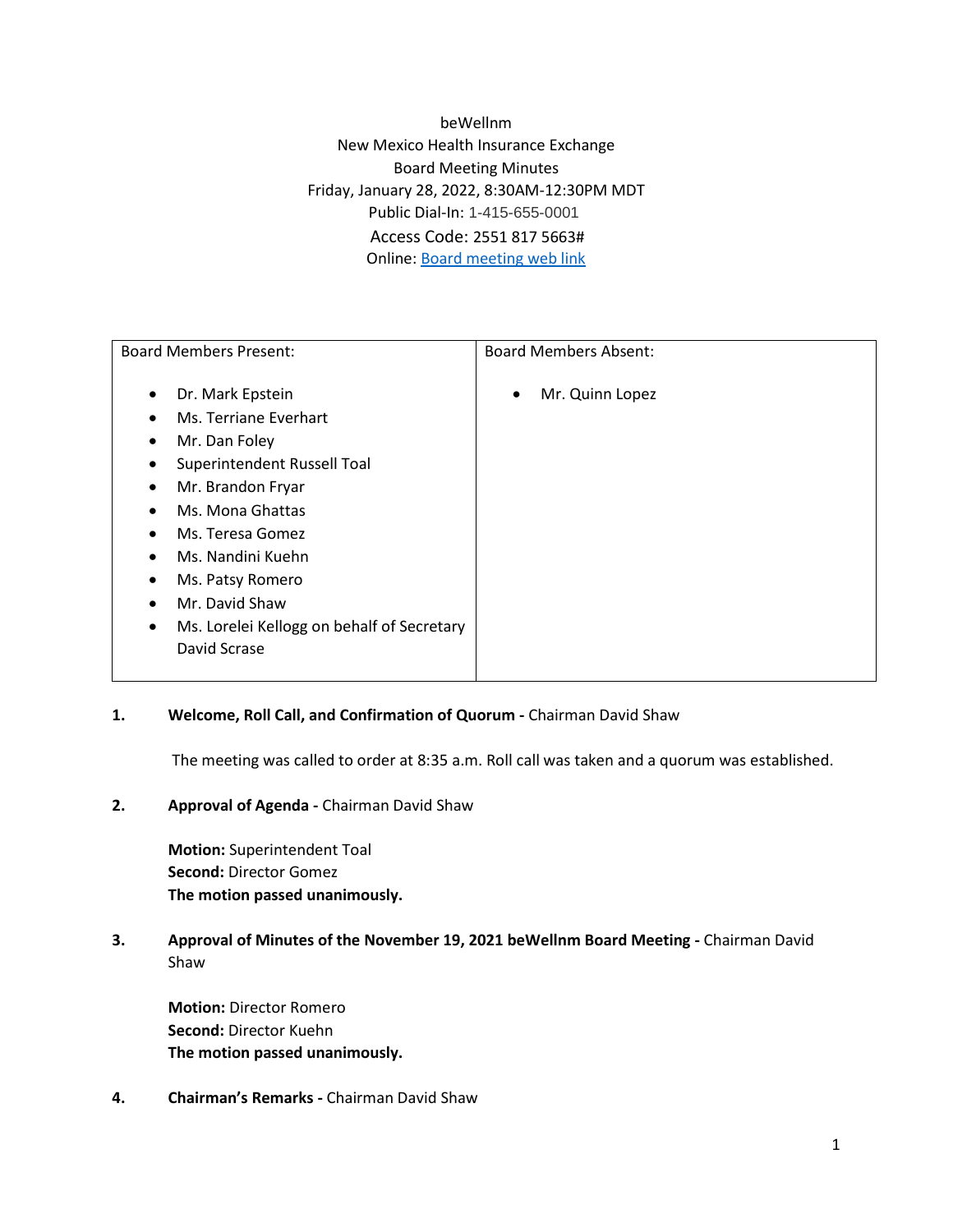beWellnm
New Mexico Health Insurance Exchange
Board Meeting Minutes
Friday, January 28, 2022, 8:30AM-12:30PM MDT
Public Dial-In: 1-415-655-0001
Access Code: 2551 817 5663#
Online: [Board meeting web link]

| Board Members Present: | Board Members Absent: |
| --- | --- |
| • Dr. Mark Epstein<br>• Ms. Terriane Everhart<br>• Mr. Dan Foley<br>• Superintendent Russell Toal<br>• Mr. Brandon Fryar<br>• Ms. Mona Ghattas<br>• Ms. Teresa Gomez<br>• Ms. Nandini Kuehn<br>• Ms. Patsy Romero<br>• Mr. David Shaw<br>• Ms. Lorelei Kellogg on behalf of Secretary David Scrase | • Mr. Quinn Lopez |

1. **Welcome, Roll Call, and Confirmation of Quorum -** Chairman David Shaw

   The meeting was called to order at 8:35 a.m. Roll call was taken and a quorum was established.

2. **Approval of Agenda -** Chairman David Shaw

   **Motion:** Superintendent Toal
   **Second:** Director Gomez
   **The motion passed unanimously.**

3. **Approval of Minutes of the November 19, 2021 beWellnm Board Meeting -** Chairman David Shaw

   **Motion:** Director Romero
   **Second:** Director Kuehn
   **The motion passed unanimously.**

4. **Chairman's Remarks -** Chairman David Shaw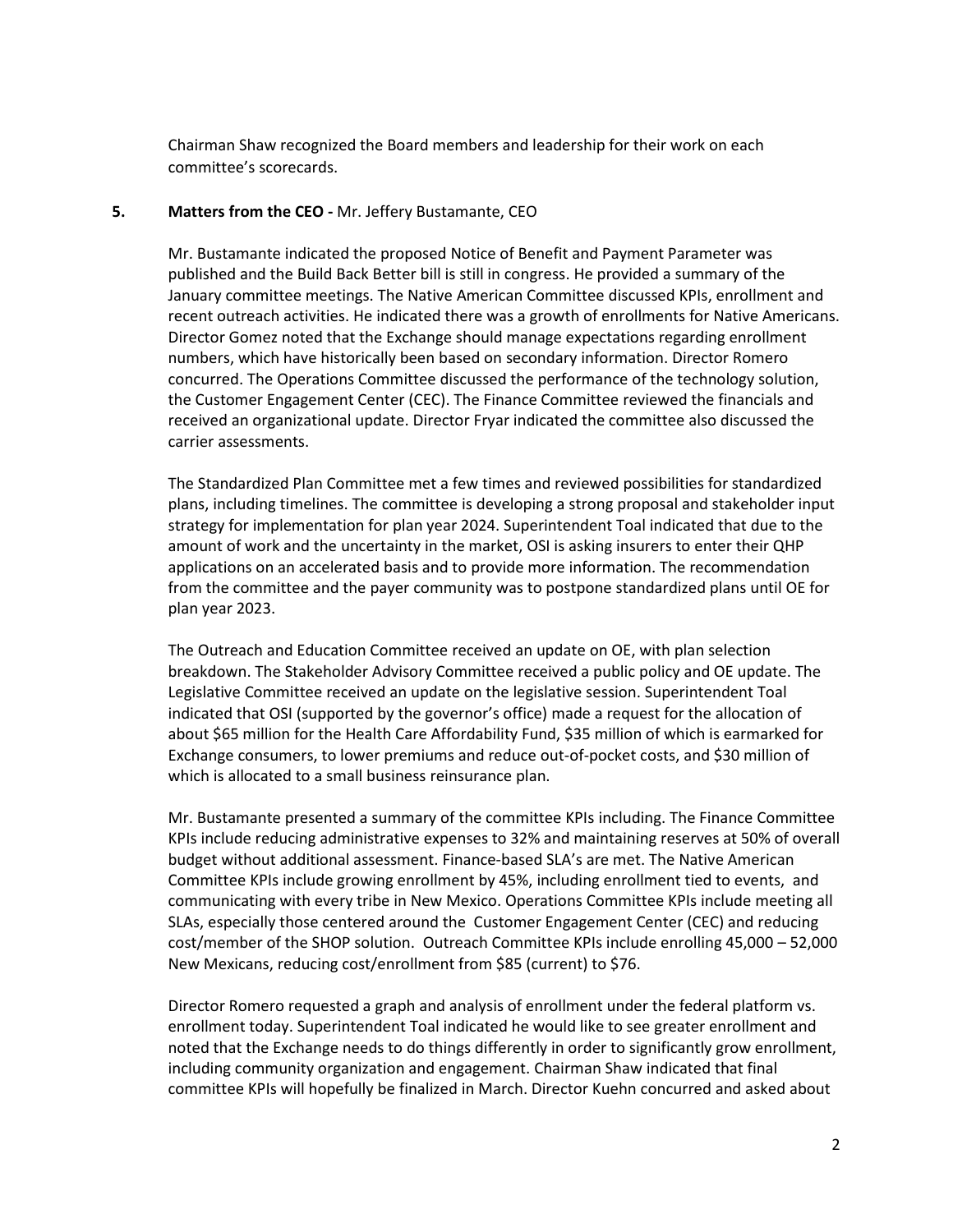Chairman Shaw recognized the Board members and leadership for their work on each committee's scorecards.

**5. Matters from the CEO -** Mr. Jeffery Bustamante, CEO

Mr. Bustamante indicated the proposed Notice of Benefit and Payment Parameter was published and the Build Back Better bill is still in congress. He provided a summary of the January committee meetings. The Native American Committee discussed KPIs, enrollment and recent outreach activities. He indicated there was a growth of enrollments for Native Americans. Director Gomez noted that the Exchange should manage expectations regarding enrollment numbers, which have historically been based on secondary information. Director Romero concurred. The Operations Committee discussed the performance of the technology solution, the Customer Engagement Center (CEC). The Finance Committee reviewed the financials and received an organizational update. Director Fryar indicated the committee also discussed the carrier assessments.

The Standardized Plan Committee met a few times and reviewed possibilities for standardized plans, including timelines. The committee is developing a strong proposal and stakeholder input strategy for implementation for plan year 2024. Superintendent Toal indicated that due to the amount of work and the uncertainty in the market, OSI is asking insurers to enter their QHP applications on an accelerated basis and to provide more information. The recommendation from the committee and the payer community was to postpone standardized plans until OE for plan year 2023.

The Outreach and Education Committee received an update on OE, with plan selection breakdown. The Stakeholder Advisory Committee received a public policy and OE update. The Legislative Committee received an update on the legislative session. Superintendent Toal indicated that OSI (supported by the governor's office) made a request for the allocation of about $65 million for the Health Care Affordability Fund, $35 million of which is earmarked for Exchange consumers, to lower premiums and reduce out-of-pocket costs, and $30 million of which is allocated to a small business reinsurance plan.

Mr. Bustamante presented a summary of the committee KPIs including. The Finance Committee KPIs include reducing administrative expenses to 32% and maintaining reserves at 50% of overall budget without additional assessment. Finance-based SLA's are met. The Native American Committee KPIs include growing enrollment by 45%, including enrollment tied to events, and communicating with every tribe in New Mexico. Operations Committee KPIs include meeting all SLAs, especially those centered around the Customer Engagement Center (CEC) and reducing cost/member of the SHOP solution. Outreach Committee KPIs include enrolling 45,000 – 52,000 New Mexicans, reducing cost/enrollment from $85 (current) to $76.

Director Romero requested a graph and analysis of enrollment under the federal platform vs. enrollment today. Superintendent Toal indicated he would like to see greater enrollment and noted that the Exchange needs to do things differently in order to significantly grow enrollment, including community organization and engagement. Chairman Shaw indicated that final committee KPIs will hopefully be finalized in March. Director Kuehn concurred and asked about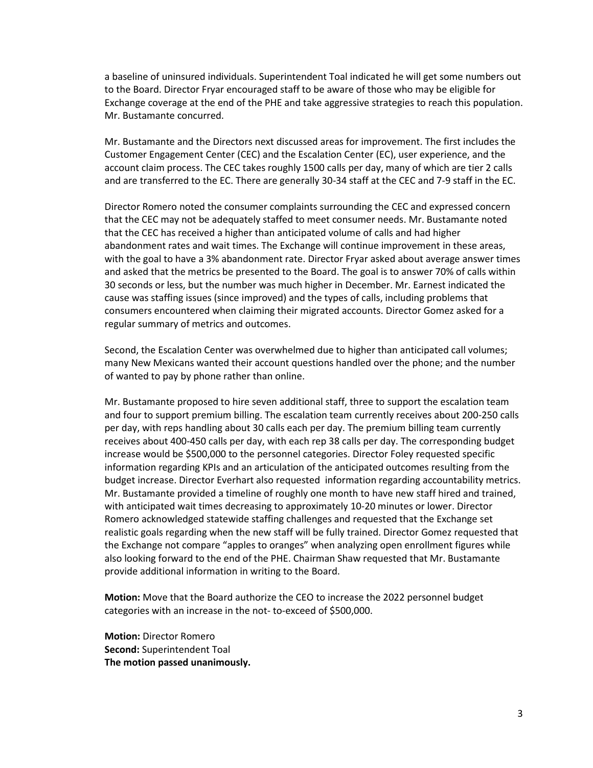a baseline of uninsured individuals. Superintendent Toal indicated he will get some numbers out to the Board. Director Fryar encouraged staff to be aware of those who may be eligible for Exchange coverage at the end of the PHE and take aggressive strategies to reach this population. Mr. Bustamante concurred.

Mr. Bustamante and the Directors next discussed areas for improvement. The first includes the Customer Engagement Center (CEC) and the Escalation Center (EC), user experience, and the account claim process. The CEC takes roughly 1500 calls per day, many of which are tier 2 calls and are transferred to the EC. There are generally 30-34 staff at the CEC and 7-9 staff in the EC.

Director Romero noted the consumer complaints surrounding the CEC and expressed concern that the CEC may not be adequately staffed to meet consumer needs. Mr. Bustamante noted that the CEC has received a higher than anticipated volume of calls and had higher abandonment rates and wait times. The Exchange will continue improvement in these areas, with the goal to have a 3% abandonment rate. Director Fryar asked about average answer times and asked that the metrics be presented to the Board. The goal is to answer 70% of calls within 30 seconds or less, but the number was much higher in December. Mr. Earnest indicated the cause was staffing issues (since improved) and the types of calls, including problems that consumers encountered when claiming their migrated accounts. Director Gomez asked for a regular summary of metrics and outcomes.

Second, the Escalation Center was overwhelmed due to higher than anticipated call volumes; many New Mexicans wanted their account questions handled over the phone; and the number of wanted to pay by phone rather than online.

Mr. Bustamante proposed to hire seven additional staff, three to support the escalation team and four to support premium billing. The escalation team currently receives about 200-250 calls per day, with reps handling about 30 calls each per day. The premium billing team currently receives about 400-450 calls per day, with each rep 38 calls per day. The corresponding budget increase would be $500,000 to the personnel categories. Director Foley requested specific information regarding KPIs and an articulation of the anticipated outcomes resulting from the budget increase. Director Everhart also requested information regarding accountability metrics. Mr. Bustamante provided a timeline of roughly one month to have new staff hired and trained, with anticipated wait times decreasing to approximately 10-20 minutes or lower. Director Romero acknowledged statewide staffing challenges and requested that the Exchange set realistic goals regarding when the new staff will be fully trained. Director Gomez requested that the Exchange not compare "apples to oranges" when analyzing open enrollment figures while also looking forward to the end of the PHE. Chairman Shaw requested that Mr. Bustamante provide additional information in writing to the Board.

**Motion:** Move that the Board authorize the CEO to increase the 2022 personnel budget categories with an increase in the not- to-exceed of $500,000.

**Motion:** Director Romero
**Second:** Superintendent Toal
**The motion passed unanimously.**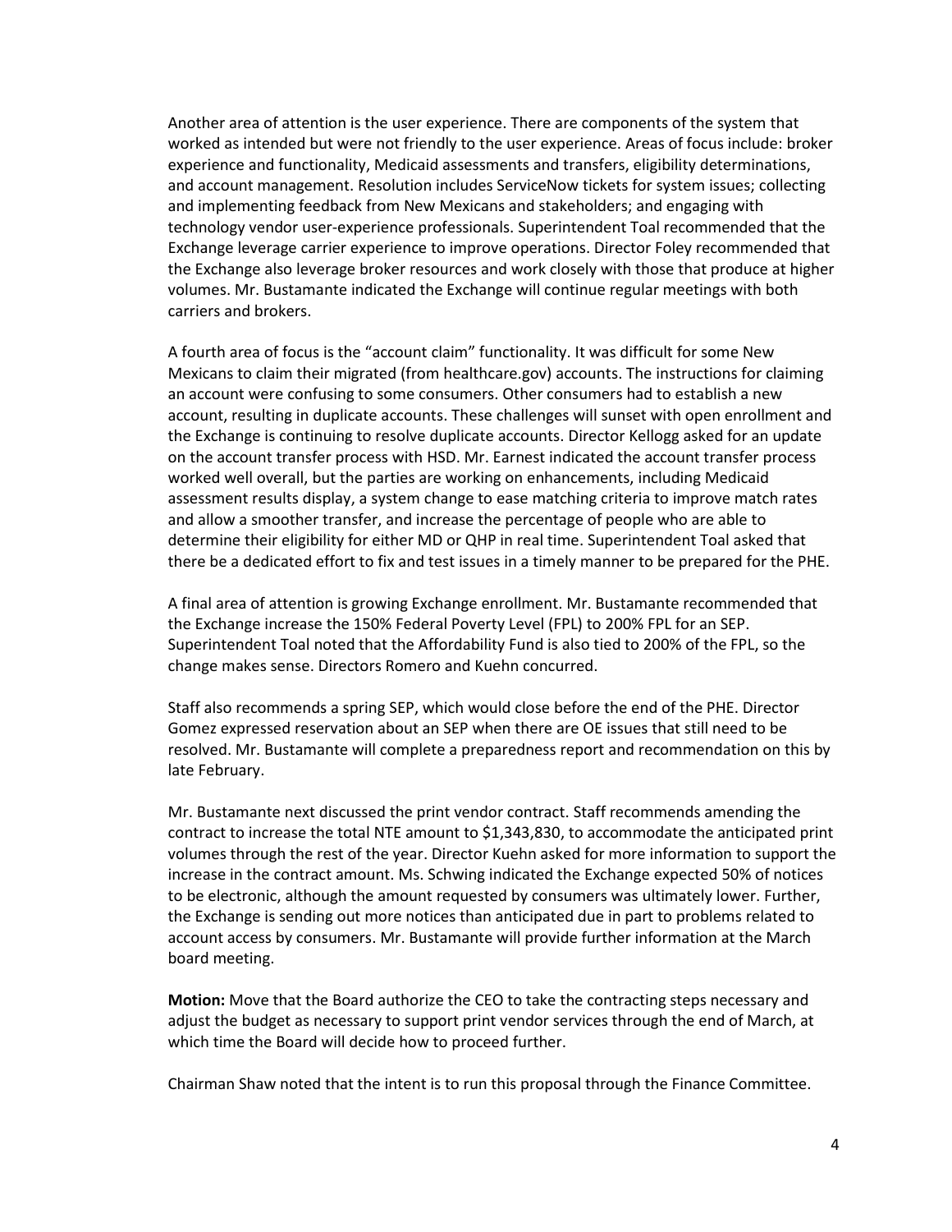Another area of attention is the user experience. There are components of the system that worked as intended but were not friendly to the user experience. Areas of focus include: broker experience and functionality, Medicaid assessments and transfers, eligibility determinations, and account management. Resolution includes ServiceNow tickets for system issues; collecting and implementing feedback from New Mexicans and stakeholders; and engaging with technology vendor user-experience professionals. Superintendent Toal recommended that the Exchange leverage carrier experience to improve operations. Director Foley recommended that the Exchange also leverage broker resources and work closely with those that produce at higher volumes. Mr. Bustamante indicated the Exchange will continue regular meetings with both carriers and brokers.

A fourth area of focus is the "account claim" functionality. It was difficult for some New Mexicans to claim their migrated (from healthcare.gov) accounts. The instructions for claiming an account were confusing to some consumers. Other consumers had to establish a new account, resulting in duplicate accounts. These challenges will sunset with open enrollment and the Exchange is continuing to resolve duplicate accounts. Director Kellogg asked for an update on the account transfer process with HSD. Mr. Earnest indicated the account transfer process worked well overall, but the parties are working on enhancements, including Medicaid assessment results display, a system change to ease matching criteria to improve match rates and allow a smoother transfer, and increase the percentage of people who are able to determine their eligibility for either MD or QHP in real time. Superintendent Toal asked that there be a dedicated effort to fix and test issues in a timely manner to be prepared for the PHE.

A final area of attention is growing Exchange enrollment. Mr. Bustamante recommended that the Exchange increase the 150% Federal Poverty Level (FPL) to 200% FPL for an SEP. Superintendent Toal noted that the Affordability Fund is also tied to 200% of the FPL, so the change makes sense. Directors Romero and Kuehn concurred.

Staff also recommends a spring SEP, which would close before the end of the PHE. Director Gomez expressed reservation about an SEP when there are OE issues that still need to be resolved. Mr. Bustamante will complete a preparedness report and recommendation on this by late February.

Mr. Bustamante next discussed the print vendor contract. Staff recommends amending the contract to increase the total NTE amount to $1,343,830, to accommodate the anticipated print volumes through the rest of the year. Director Kuehn asked for more information to support the increase in the contract amount. Ms. Schwing indicated the Exchange expected 50% of notices to be electronic, although the amount requested by consumers was ultimately lower. Further, the Exchange is sending out more notices than anticipated due in part to problems related to account access by consumers. Mr. Bustamante will provide further information at the March board meeting.

**Motion:** Move that the Board authorize the CEO to take the contracting steps necessary and adjust the budget as necessary to support print vendor services through the end of March, at which time the Board will decide how to proceed further.

Chairman Shaw noted that the intent is to run this proposal through the Finance Committee.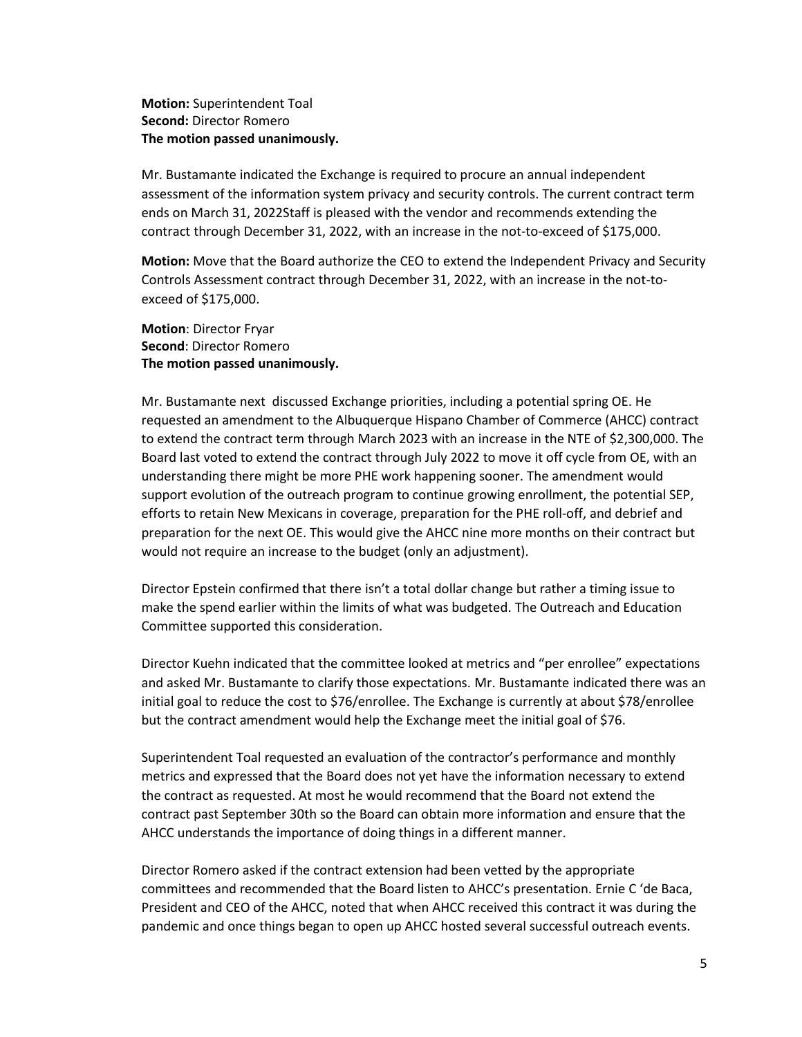**Motion:** Superintendent Toal
**Second:** Director Romero
**The motion passed unanimously.**

Mr. Bustamante indicated the Exchange is required to procure an annual independent assessment of the information system privacy and security controls. The current contract term ends on March 31, 2022Staff is pleased with the vendor and recommends extending the contract through December 31, 2022, with an increase in the not-to-exceed of $175,000.

**Motion:** Move that the Board authorize the CEO to extend the Independent Privacy and Security Controls Assessment contract through December 31, 2022, with an increase in the not-to-exceed of $175,000.

**Motion**: Director Fryar
**Second**: Director Romero
**The motion passed unanimously.**

Mr. Bustamante next discussed Exchange priorities, including a potential spring OE. He requested an amendment to the Albuquerque Hispano Chamber of Commerce (AHCC) contract to extend the contract term through March 2023 with an increase in the NTE of $2,300,000. The Board last voted to extend the contract through July 2022 to move it off cycle from OE, with an understanding there might be more PHE work happening sooner. The amendment would support evolution of the outreach program to continue growing enrollment, the potential SEP, efforts to retain New Mexicans in coverage, preparation for the PHE roll-off, and debrief and preparation for the next OE. This would give the AHCC nine more months on their contract but would not require an increase to the budget (only an adjustment).

Director Epstein confirmed that there isn't a total dollar change but rather a timing issue to make the spend earlier within the limits of what was budgeted. The Outreach and Education Committee supported this consideration.

Director Kuehn indicated that the committee looked at metrics and "per enrollee" expectations and asked Mr. Bustamante to clarify those expectations. Mr. Bustamante indicated there was an initial goal to reduce the cost to $76/enrollee. The Exchange is currently at about $78/enrollee but the contract amendment would help the Exchange meet the initial goal of $76.

Superintendent Toal requested an evaluation of the contractor's performance and monthly metrics and expressed that the Board does not yet have the information necessary to extend the contract as requested. At most he would recommend that the Board not extend the contract past September 30th so the Board can obtain more information and ensure that the AHCC understands the importance of doing things in a different manner.

Director Romero asked if the contract extension had been vetted by the appropriate committees and recommended that the Board listen to AHCC's presentation. Ernie C 'de Baca, President and CEO of the AHCC, noted that when AHCC received this contract it was during the pandemic and once things began to open up AHCC hosted several successful outreach events.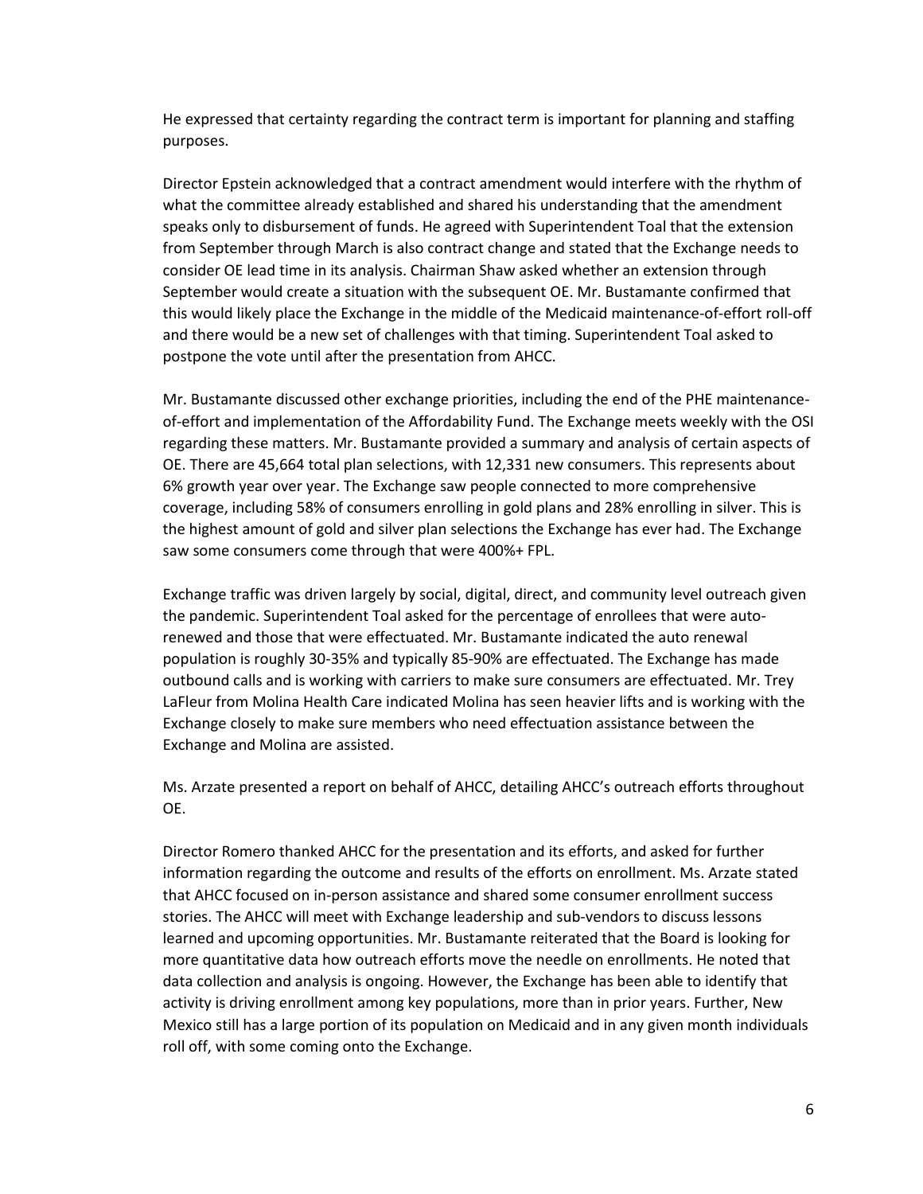He expressed that certainty regarding the contract term is important for planning and staffing purposes.

Director Epstein acknowledged that a contract amendment would interfere with the rhythm of what the committee already established and shared his understanding that the amendment speaks only to disbursement of funds. He agreed with Superintendent Toal that the extension from September through March is also contract change and stated that the Exchange needs to consider OE lead time in its analysis. Chairman Shaw asked whether an extension through September would create a situation with the subsequent OE. Mr. Bustamante confirmed that this would likely place the Exchange in the middle of the Medicaid maintenance-of-effort roll-off and there would be a new set of challenges with that timing. Superintendent Toal asked to postpone the vote until after the presentation from AHCC.

Mr. Bustamante discussed other exchange priorities, including the end of the PHE maintenance-of-effort and implementation of the Affordability Fund. The Exchange meets weekly with the OSI regarding these matters. Mr. Bustamante provided a summary and analysis of certain aspects of OE. There are 45,664 total plan selections, with 12,331 new consumers. This represents about 6% growth year over year. The Exchange saw people connected to more comprehensive coverage, including 58% of consumers enrolling in gold plans and 28% enrolling in silver. This is the highest amount of gold and silver plan selections the Exchange has ever had. The Exchange saw some consumers come through that were 400%+ FPL.

Exchange traffic was driven largely by social, digital, direct, and community level outreach given the pandemic. Superintendent Toal asked for the percentage of enrollees that were auto-renewed and those that were effectuated. Mr. Bustamante indicated the auto renewal population is roughly 30-35% and typically 85-90% are effectuated. The Exchange has made outbound calls and is working with carriers to make sure consumers are effectuated. Mr. Trey LaFleur from Molina Health Care indicated Molina has seen heavier lifts and is working with the Exchange closely to make sure members who need effectuation assistance between the Exchange and Molina are assisted.

Ms. Arzate presented a report on behalf of AHCC, detailing AHCC's outreach efforts throughout OE.

Director Romero thanked AHCC for the presentation and its efforts, and asked for further information regarding the outcome and results of the efforts on enrollment. Ms. Arzate stated that AHCC focused on in-person assistance and shared some consumer enrollment success stories. The AHCC will meet with Exchange leadership and sub-vendors to discuss lessons learned and upcoming opportunities. Mr. Bustamante reiterated that the Board is looking for more quantitative data how outreach efforts move the needle on enrollments. He noted that data collection and analysis is ongoing. However, the Exchange has been able to identify that activity is driving enrollment among key populations, more than in prior years. Further, New Mexico still has a large portion of its population on Medicaid and in any given month individuals roll off, with some coming onto the Exchange.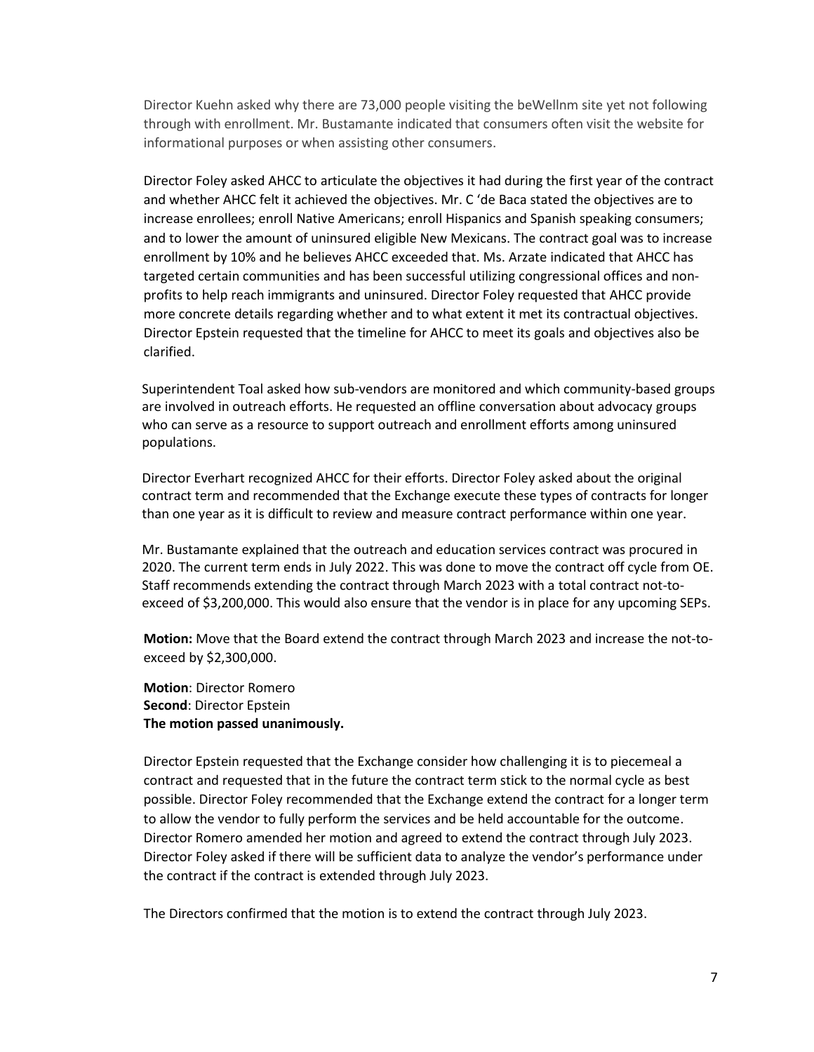Director Kuehn asked why there are 73,000 people visiting the beWellnm site yet not following through with enrollment. Mr. Bustamante indicated that consumers often visit the website for informational purposes or when assisting other consumers.

Director Foley asked AHCC to articulate the objectives it had during the first year of the contract and whether AHCC felt it achieved the objectives. Mr. C 'de Baca stated the objectives are to increase enrollees; enroll Native Americans; enroll Hispanics and Spanish speaking consumers; and to lower the amount of uninsured eligible New Mexicans. The contract goal was to increase enrollment by 10% and he believes AHCC exceeded that. Ms. Arzate indicated that AHCC has targeted certain communities and has been successful utilizing congressional offices and non-profits to help reach immigrants and uninsured. Director Foley requested that AHCC provide more concrete details regarding whether and to what extent it met its contractual objectives. Director Epstein requested that the timeline for AHCC to meet its goals and objectives also be clarified.

Superintendent Toal asked how sub-vendors are monitored and which community-based groups are involved in outreach efforts. He requested an offline conversation about advocacy groups who can serve as a resource to support outreach and enrollment efforts among uninsured populations.

Director Everhart recognized AHCC for their efforts. Director Foley asked about the original contract term and recommended that the Exchange execute these types of contracts for longer than one year as it is difficult to review and measure contract performance within one year.

Mr. Bustamante explained that the outreach and education services contract was procured in 2020. The current term ends in July 2022. This was done to move the contract off cycle from OE. Staff recommends extending the contract through March 2023 with a total contract not-to-exceed of $3,200,000. This would also ensure that the vendor is in place for any upcoming SEPs.

**Motion:** Move that the Board extend the contract through March 2023 and increase the not-to-exceed by $2,300,000.

**Motion**: Director Romero
**Second**: Director Epstein
**The motion passed unanimously.**

Director Epstein requested that the Exchange consider how challenging it is to piecemeal a contract and requested that in the future the contract term stick to the normal cycle as best possible. Director Foley recommended that the Exchange extend the contract for a longer term to allow the vendor to fully perform the services and be held accountable for the outcome. Director Romero amended her motion and agreed to extend the contract through July 2023. Director Foley asked if there will be sufficient data to analyze the vendor's performance under the contract if the contract is extended through July 2023.

The Directors confirmed that the motion is to extend the contract through July 2023.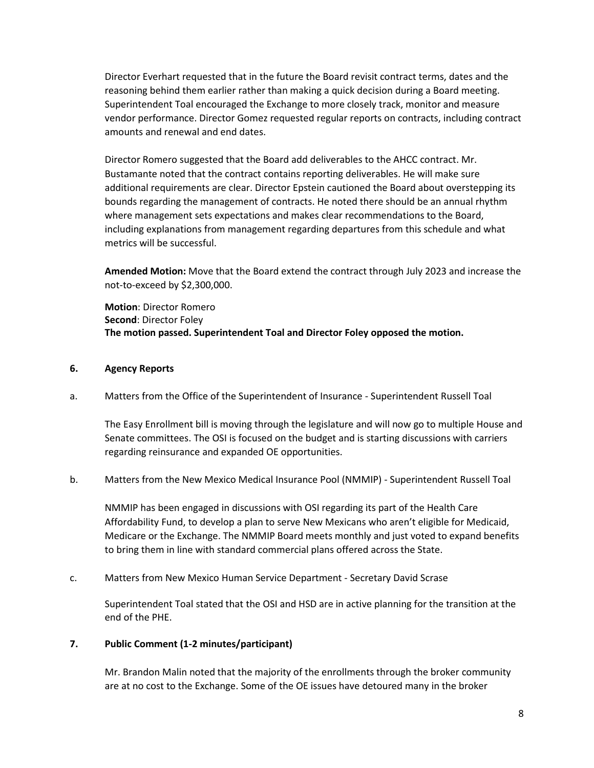Director Everhart requested that in the future the Board revisit contract terms, dates and the reasoning behind them earlier rather than making a quick decision during a Board meeting. Superintendent Toal encouraged the Exchange to more closely track, monitor and measure vendor performance. Director Gomez requested regular reports on contracts, including contract amounts and renewal and end dates.

Director Romero suggested that the Board add deliverables to the AHCC contract. Mr. Bustamante noted that the contract contains reporting deliverables. He will make sure additional requirements are clear. Director Epstein cautioned the Board about overstepping its bounds regarding the management of contracts. He noted there should be an annual rhythm where management sets expectations and makes clear recommendations to the Board, including explanations from management regarding departures from this schedule and what metrics will be successful.

**Amended Motion:** Move that the Board extend the contract through July 2023 and increase the not-to-exceed by $2,300,000.

**Motion**: Director Romero
**Second**: Director Foley
**The motion passed. Superintendent Toal and Director Foley opposed the motion.**

## 6. Agency Reports

a. Matters from the Office of the Superintendent of Insurance - Superintendent Russell Toal

The Easy Enrollment bill is moving through the legislature and will now go to multiple House and Senate committees. The OSI is focused on the budget and is starting discussions with carriers regarding reinsurance and expanded OE opportunities.

b. Matters from the New Mexico Medical Insurance Pool (NMMIP) - Superintendent Russell Toal

NMMIP has been engaged in discussions with OSI regarding its part of the Health Care Affordability Fund, to develop a plan to serve New Mexicans who aren't eligible for Medicaid, Medicare or the Exchange. The NMMIP Board meets monthly and just voted to expand benefits to bring them in line with standard commercial plans offered across the State.

c. Matters from New Mexico Human Service Department - Secretary David Scrase

Superintendent Toal stated that the OSI and HSD are in active planning for the transition at the end of the PHE.

## 7. Public Comment (1-2 minutes/participant)

Mr. Brandon Malin noted that the majority of the enrollments through the broker community are at no cost to the Exchange. Some of the OE issues have detoured many in the broker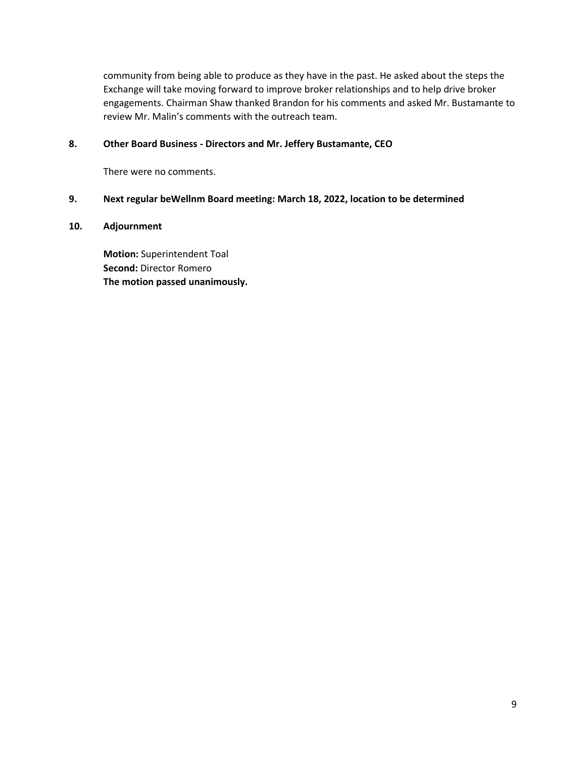community from being able to produce as they have in the past. He asked about the steps the Exchange will take moving forward to improve broker relationships and to help drive broker engagements. Chairman Shaw thanked Brandon for his comments and asked Mr. Bustamante to review Mr. Malin's comments with the outreach team.

**8. Other Board Business - Directors and Mr. Jeffery Bustamante, CEO**

There were no comments.

**9. Next regular beWellnm Board meeting: March 18, 2022, location to be determined**

**10. Adjournment**

**Motion:** Superintendent Toal
**Second:** Director Romero
**The motion passed unanimously.**